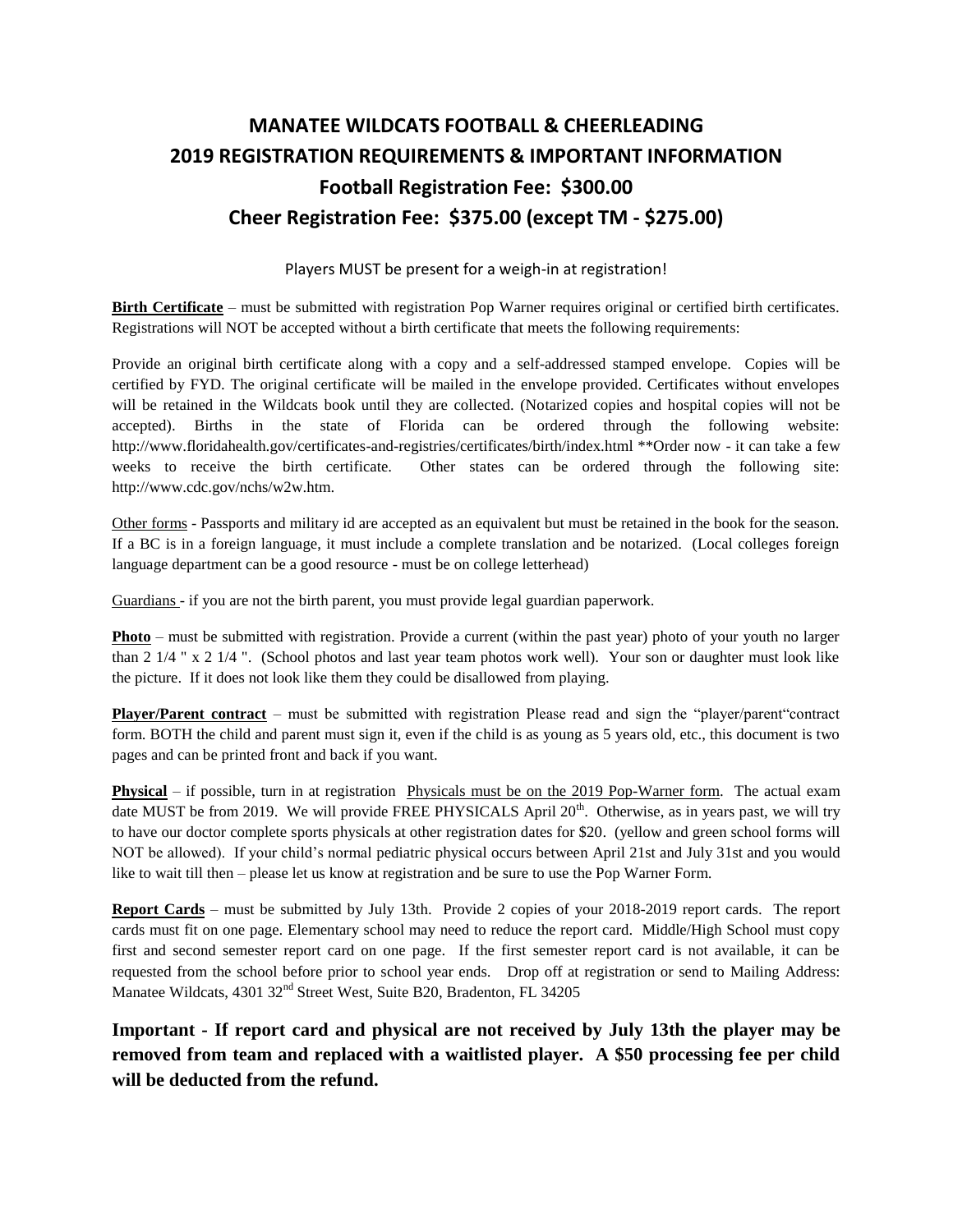# MANATEE WILDCATS FOOTBALL & CHEERLEADING
# 2019 REGISTRATION REQUIREMENTS & IMPORTANT INFORMATION
# Football Registration Fee: $300.00
# Cheer Registration Fee: $375.00 (except TM - $275.00)

Players MUST be present for a weigh-in at registration!

**Birth Certificate** – must be submitted with registration Pop Warner requires original or certified birth certificates. Registrations will NOT be accepted without a birth certificate that meets the following requirements:

Provide an original birth certificate along with a copy and a self-addressed stamped envelope. Copies will be certified by FYD. The original certificate will be mailed in the envelope provided. Certificates without envelopes will be retained in the Wildcats book until they are collected. (Notarized copies and hospital copies will not be accepted). Births in the state of Florida can be ordered through the following website: http://www.floridahealth.gov/certificates-and-registries/certificates/birth/index.html **Order now - it can take a few weeks to receive the birth certificate. Other states can be ordered through the following site: http://www.cdc.gov/nchs/w2w.htm.

Other forms - Passports and military id are accepted as an equivalent but must be retained in the book for the season. If a BC is in a foreign language, it must include a complete translation and be notarized. (Local colleges foreign language department can be a good resource - must be on college letterhead)

Guardians - if you are not the birth parent, you must provide legal guardian paperwork.

**Photo** – must be submitted with registration. Provide a current (within the past year) photo of your youth no larger than 2 1/4 " x 2 1/4 ". (School photos and last year team photos work well). Your son or daughter must look like the picture. If it does not look like them they could be disallowed from playing.

**Player/Parent contract** – must be submitted with registration Please read and sign the "player/parent"contract form. BOTH the child and parent must sign it, even if the child is as young as 5 years old, etc., this document is two pages and can be printed front and back if you want.

**Physical** – if possible, turn in at registration Physicals must be on the 2019 Pop-Warner form. The actual exam date MUST be from 2019. We will provide FREE PHYSICALS April 20th. Otherwise, as in years past, we will try to have our doctor complete sports physicals at other registration dates for $20. (yellow and green school forms will NOT be allowed). If your child's normal pediatric physical occurs between April 21st and July 31st and you would like to wait till then – please let us know at registration and be sure to use the Pop Warner Form.

**Report Cards** – must be submitted by July 13th. Provide 2 copies of your 2018-2019 report cards. The report cards must fit on one page. Elementary school may need to reduce the report card. Middle/High School must copy first and second semester report card on one page. If the first semester report card is not available, it can be requested from the school before prior to school year ends. Drop off at registration or send to Mailing Address: Manatee Wildcats, 4301 32nd Street West, Suite B20, Bradenton, FL 34205

**Important - If report card and physical are not received by July 13th the player may be removed from team and replaced with a waitlisted player. A $50 processing fee per child will be deducted from the refund.**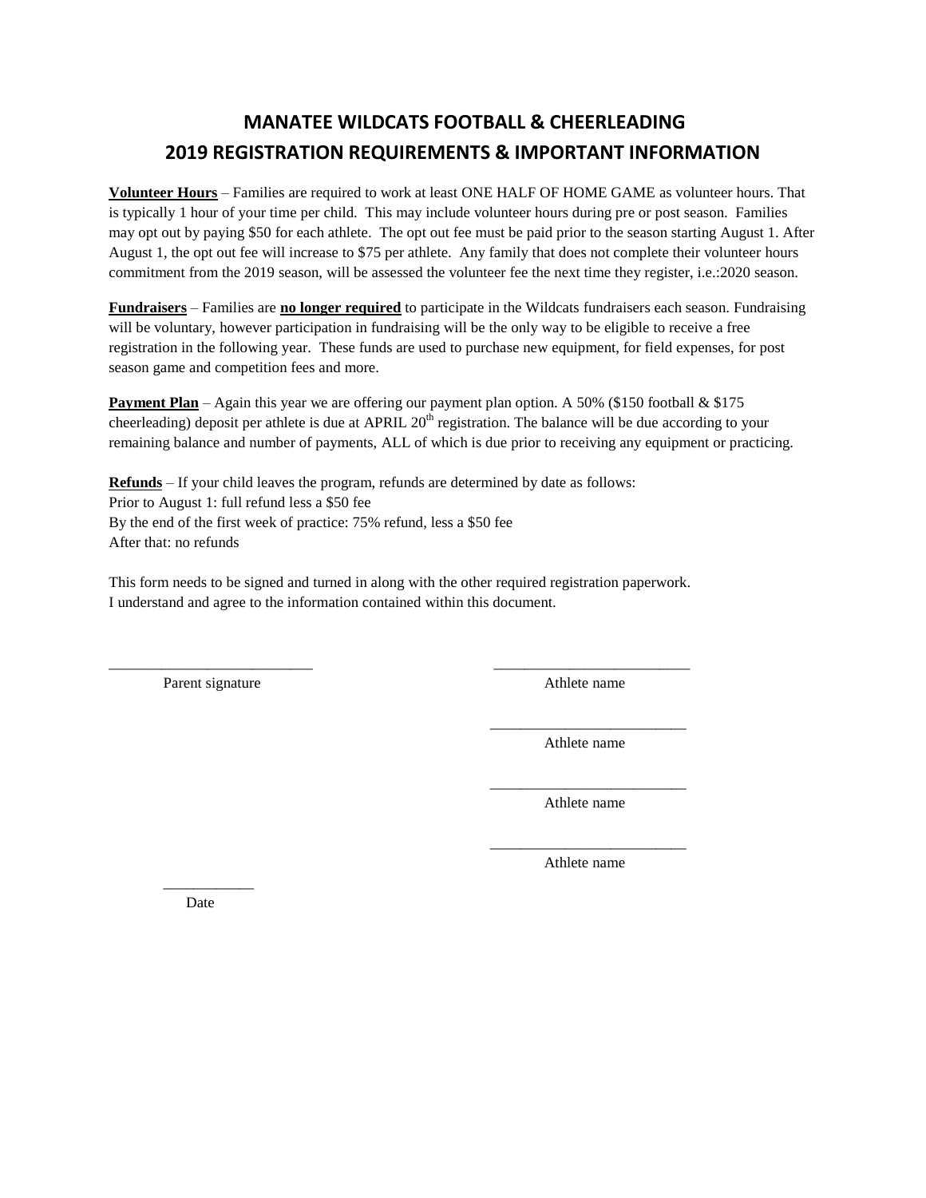# MANATEE WILDCATS FOOTBALL & CHEERLEADING
# 2019 REGISTRATION REQUIREMENTS & IMPORTANT INFORMATION

**Volunteer Hours** – Families are required to work at least ONE HALF OF HOME GAME as volunteer hours. That is typically 1 hour of your time per child. This may include volunteer hours during pre or post season. Families may opt out by paying $50 for each athlete. The opt out fee must be paid prior to the season starting August 1. After August 1, the opt out fee will increase to $75 per athlete. Any family that does not complete their volunteer hours commitment from the 2019 season, will be assessed the volunteer fee the next time they register, i.e.:2020 season.

**Fundraisers** – Families are **no longer required** to participate in the Wildcats fundraisers each season. Fundraising will be voluntary, however participation in fundraising will be the only way to be eligible to receive a free registration in the following year. These funds are used to purchase new equipment, for field expenses, for post season game and competition fees and more.

**Payment Plan** – Again this year we are offering our payment plan option. A 50% ($150 football & $175 cheerleading) deposit per athlete is due at APRIL 20th registration. The balance will be due according to your remaining balance and number of payments, ALL of which is due prior to receiving any equipment or practicing.

**Refunds** – If your child leaves the program, refunds are determined by date as follows:
Prior to August 1: full refund less a $50 fee
By the end of the first week of practice: 75% refund, less a $50 fee
After that: no refunds

This form needs to be signed and turned in along with the other required registration paperwork.
I understand and agree to the information contained within this document.

___________________________ Parent signature

___________________________ Athlete name

___________________________ Athlete name

___________________________ Athlete name

___________________________ Athlete name

____________ Date